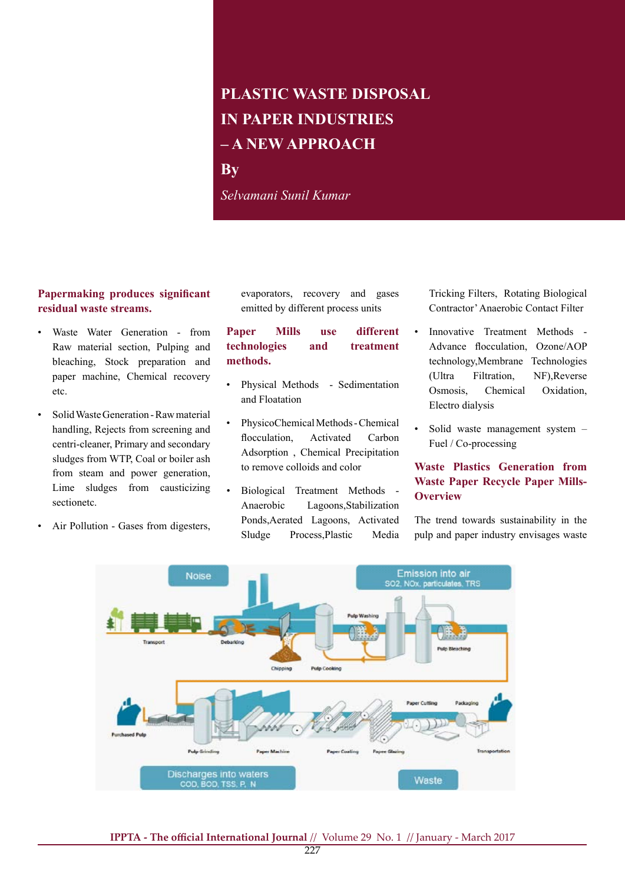# PLASTIC WASTE DISPOSAL IN PAPER INDUSTRIES – A NEW APPROACH

**By**

*Selvamani Sunil Kumar*

### Papermaking produces significant residual waste streams.

- Waste Water Generation - from Raw material section, Pulping and bleaching, Stock preparation and paper machine, Chemical recovery etc.
- Solid Waste Generation - Raw material handling, Rejects from screening and centri-cleaner, Primary and secondary sludges from WTP, Coal or boiler ash from steam and power generation, Lime sludges from causticizing sectionetc.
- Air Pollution - Gases from digesters, evaporators, recovery and gases emitted by different process units

### Paper Mills use different technologies and treatment methods.

- Physical Methods - Sedimentation and Floatation
- PhysicoChemical Methods - Chemical flocculation, Activated Carbon Adsorption , Chemical Precipitation to remove colloids and color
- Biological Treatment Methods - Anaerobic Lagoons,Stabilization Ponds,Aerated Lagoons, Activated Sludge Process,Plastic Media Tricking Filters, Rotating Biological Contractor' Anaerobic Contact Filter
- Innovative Treatment Methods - Advance flocculation, Ozone/AOP technology,Membrane Technologies (Ultra Filtration, NF),Reverse Osmosis, Chemical Oxidation, Electro dialysis
- Solid waste management system – Fuel / Co-processing

### Waste Plastics Generation from Waste Paper Recycle Paper Mills- Overview

The trend towards sustainability in the pulp and paper industry envisages waste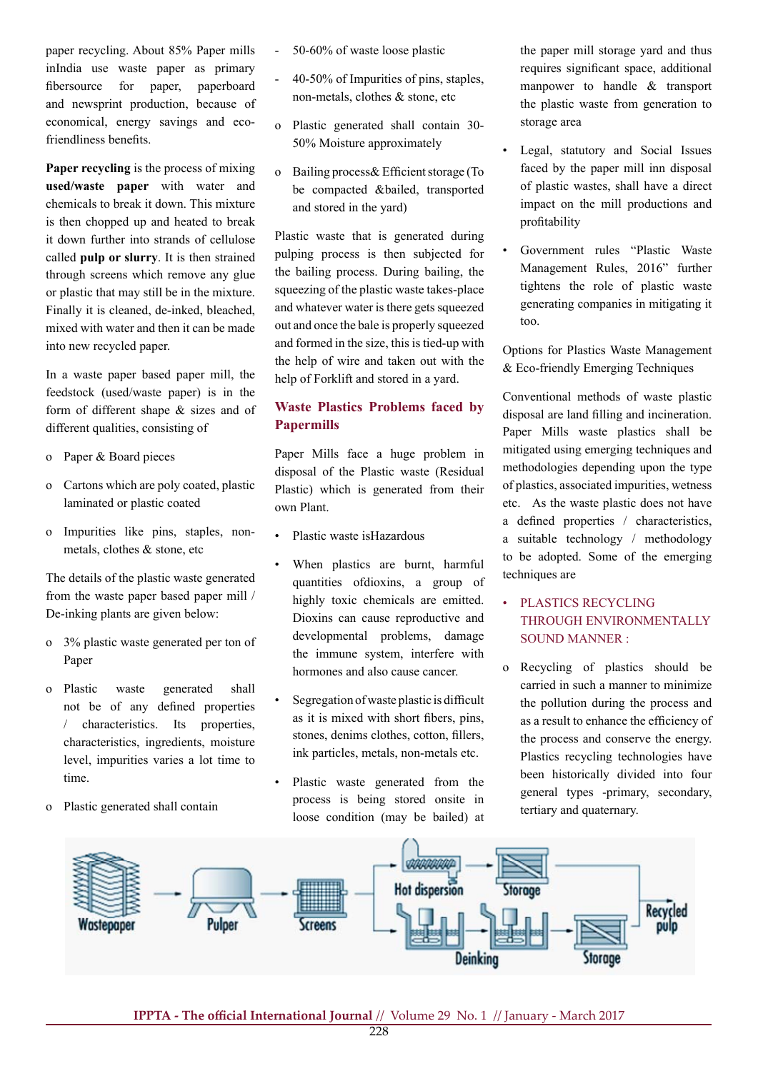paper recycling. About 85% Paper mills inIndia use waste paper as primary fibersource for paper, paperboard and newsprint production, because of economical, energy savings and eco-friendliness benefits.

**Paper recycling** is the process of mixing **used/waste paper** with water and chemicals to break it down. This mixture is then chopped up and heated to break it down further into strands of cellulose called **pulp or slurry**. It is then strained through screens which remove any glue or plastic that may still be in the mixture. Finally it is cleaned, de-inked, bleached, mixed with water and then it can be made into new recycled paper.

In a waste paper based paper mill, the feedstock (used/waste paper) is in the form of different shape & sizes and of different qualities, consisting of

- Paper & Board pieces
- Cartons which are poly coated, plastic laminated or plastic coated
- Impurities like pins, staples, non-metals, clothes & stone, etc

The details of the plastic waste generated from the waste paper based paper mill / De-inking plants are given below:

- 3% plastic waste generated per ton of Paper
- Plastic waste generated shall not be of any defined properties / characteristics. Its properties, characteristics, ingredients, moisture level, impurities varies a lot time to time.
- Plastic generated shall contain
  - 50-60% of waste loose plastic
  - 40-50% of Impurities of pins, staples, non-metals, clothes & stone, etc
- Plastic generated shall contain 30-50% Moisture approximately
- Bailing process& Efficient storage (To be compacted &bailed, transported and stored in the yard)

Plastic waste that is generated during pulping process is then subjected for the bailing process. During bailing, the squeezing of the plastic waste takes-place and whatever water is there gets squeezed out and once the bale is properly squeezed and formed in the size, this is tied-up with the help of wire and taken out with the help of Forklift and stored in a yard.

## Waste Plastics Problems faced by Papermills

Paper Mills face a huge problem in disposal of the Plastic waste (Residual Plastic) which is generated from their own Plant.

- Plastic waste isHazardous
- When plastics are burnt, harmful quantities ofdioxins, a group of highly toxic chemicals are emitted. Dioxins can cause reproductive and developmental problems, damage the immune system, interfere with hormones and also cause cancer.
- Segregation of waste plastic is difficult as it is mixed with short fibers, pins, stones, denims clothes, cotton, fillers, ink particles, metals, non-metals etc.
- Plastic waste generated from the process is being stored onsite in loose condition (may be bailed) at the paper mill storage yard and thus requires significant space, additional manpower to handle & transport the plastic waste from generation to storage area
- Legal, statutory and Social Issues faced by the paper mill inn disposal of plastic wastes, shall have a direct impact on the mill productions and profitability
- Government rules "Plastic Waste Management Rules, 2016" further tightens the role of plastic waste generating companies in mitigating it too.

Options for Plastics Waste Management & Eco-friendly Emerging Techniques

Conventional methods of waste plastic disposal are land filling and incineration. Paper Mills waste plastics shall be mitigated using emerging techniques and methodologies depending upon the type of plastics, associated impurities, wetness etc. As the waste plastic does not have a defined properties / characteristics, a suitable technology / methodology to be adopted. Some of the emerging techniques are

- PLASTICS RECYCLING THROUGH ENVIRONMENTALLY SOUND MANNER :
  - Recycling of plastics should be carried in such a manner to minimize the pollution during the process and as a result to enhance the efficiency of the process and conserve the energy. Plastics recycling technologies have been historically divided into four general types -primary, secondary, tertiary and quaternary.

Wastepaper → Pulper → Screens → Hot dispersion → Storage / Deinking → Storage → Recycled pulp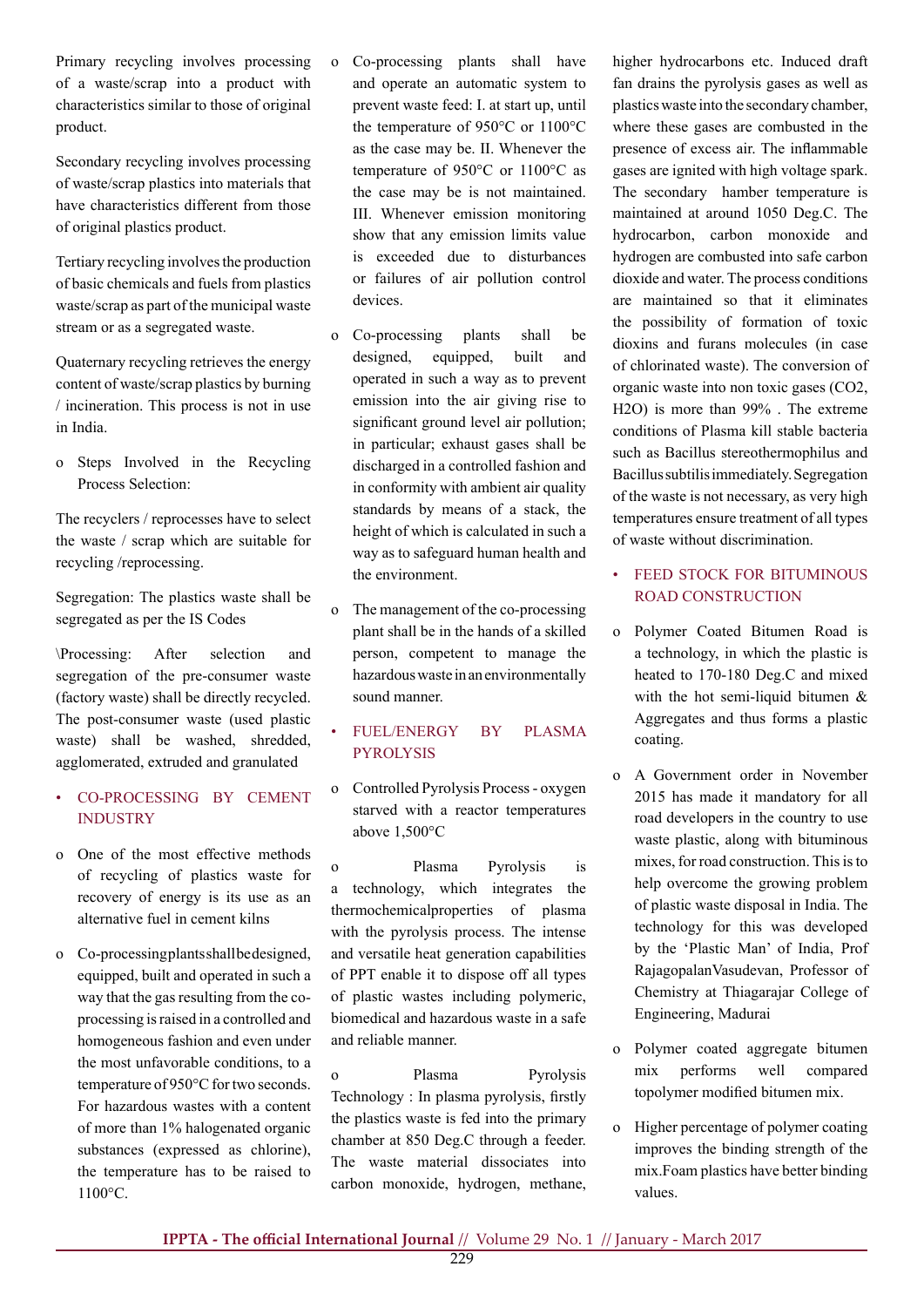Primary recycling involves processing of a waste/scrap into a product with characteristics similar to those of original product.

Secondary recycling involves processing of waste/scrap plastics into materials that have characteristics different from those of original plastics product.

Tertiary recycling involves the production of basic chemicals and fuels from plastics waste/scrap as part of the municipal waste stream or as a segregated waste.

Quaternary recycling retrieves the energy content of waste/scrap plastics by burning / incineration. This process is not in use in India.

- Steps Involved in the Recycling Process Selection:

The recyclers / reprocesses have to select the waste / scrap which are suitable for recycling /reprocessing.

Segregation: The plastics waste shall be segregated as per the IS Codes

\Processing: After selection and segregation of the pre-consumer waste (factory waste) shall be directly recycled. The post-consumer waste (used plastic waste) shall be washed, shredded, agglomerated, extruded and granulated

- CO-PROCESSING BY CEMENT INDUSTRY

- One of the most effective methods of recycling of plastics waste for recovery of energy is its use as an alternative fuel in cement kilns
- Co-processingplantsshallbedesigned, equipped, built and operated in such a way that the gas resulting from the co-processing is raised in a controlled and homogeneous fashion and even under the most unfavorable conditions, to a temperature of 950°C for two seconds. For hazardous wastes with a content of more than 1% halogenated organic substances (expressed as chlorine), the temperature has to be raised to 1100°C.
- Co-processing plants shall have and operate an automatic system to prevent waste feed: I. at start up, until the temperature of 950°C or 1100°C as the case may be. II. Whenever the temperature of 950°C or 1100°C as the case may be is not maintained. III. Whenever emission monitoring show that any emission limits value is exceeded due to disturbances or failures of air pollution control devices.
- Co-processing plants shall be designed, equipped, built and operated in such a way as to prevent emission into the air giving rise to significant ground level air pollution; in particular; exhaust gases shall be discharged in a controlled fashion and in conformity with ambient air quality standards by means of a stack, the height of which is calculated in such a way as to safeguard human health and the environment.
- The management of the co-processing plant shall be in the hands of a skilled person, competent to manage the hazardous waste in an environmentally sound manner.

- FUEL/ENERGY BY PLASMA PYROLYSIS

- Controlled Pyrolysis Process - oxygen starved with a reactor temperatures above 1,500°C
- Plasma Pyrolysis is a technology, which integrates the thermochemicalproperties of plasma with the pyrolysis process. The intense and versatile heat generation capabilities of PPT enable it to dispose off all types of plastic wastes including polymeric, biomedical and hazardous waste in a safe and reliable manner.
- Plasma Pyrolysis Technology : In plasma pyrolysis, firstly the plastics waste is fed into the primary chamber at 850 Deg.C through a feeder. The waste material dissociates into carbon monoxide, hydrogen, methane, higher hydrocarbons etc. Induced draft fan drains the pyrolysis gases as well as plastics waste into the secondary chamber, where these gases are combusted in the presence of excess air. The inflammable gases are ignited with high voltage spark. The secondary hamber temperature is maintained at around 1050 Deg.C. The hydrocarbon, carbon monoxide and hydrogen are combusted into safe carbon dioxide and water. The process conditions are maintained so that it eliminates the possibility of formation of toxic dioxins and furans molecules (in case of chlorinated waste). The conversion of organic waste into non toxic gases ($CO_2$, $H_2O$) is more than 99% . The extreme conditions of Plasma kill stable bacteria such as Bacillus stereothermophilus and Bacillus subtilis immediately. Segregation of the waste is not necessary, as very high temperatures ensure treatment of all types of waste without discrimination.

- FEED STOCK FOR BITUMINOUS ROAD CONSTRUCTION

- Polymer Coated Bitumen Road is a technology, in which the plastic is heated to 170-180 Deg.C and mixed with the hot semi-liquid bitumen & Aggregates and thus forms a plastic coating.
- A Government order in November 2015 has made it mandatory for all road developers in the country to use waste plastic, along with bituminous mixes, for road construction. This is to help overcome the growing problem of plastic waste disposal in India. The technology for this was developed by the 'Plastic Man' of India, Prof RajagopalanVasudevan, Professor of Chemistry at Thiagarajar College of Engineering, Madurai
- Polymer coated aggregate bitumen mix performs well compared topolymer modified bitumen mix.
- Higher percentage of polymer coating improves the binding strength of the mix.Foam plastics have better binding values.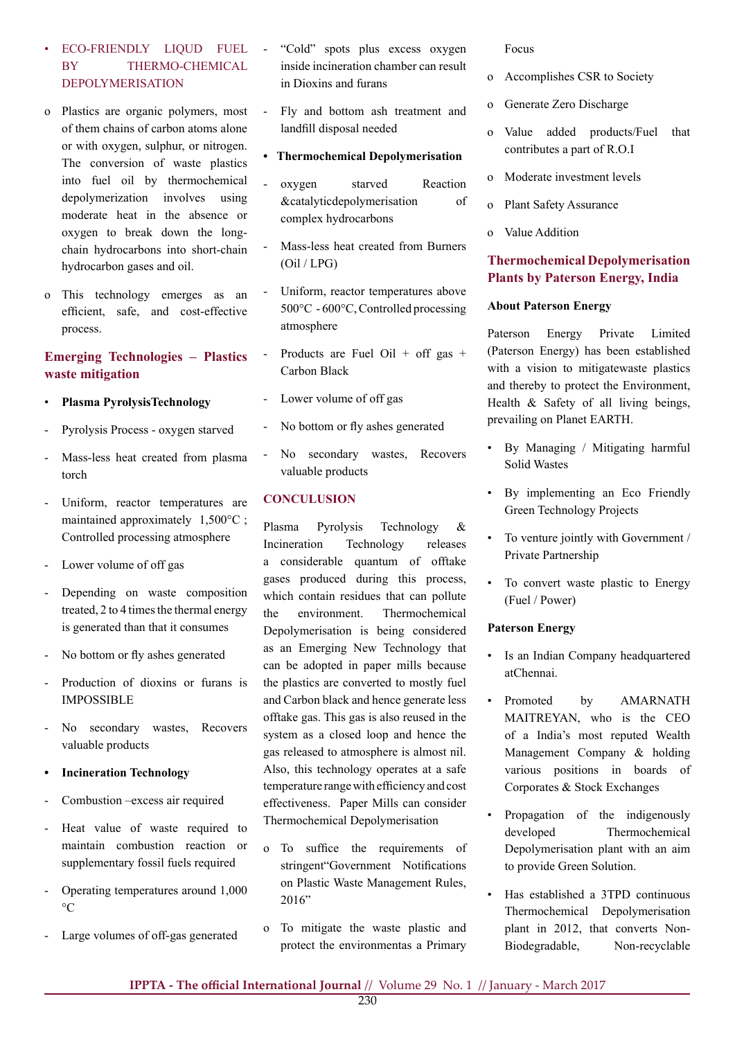- ECO-FRIENDLY LIQUD FUEL BY THERMO-CHEMICAL DEPOLYMERISATION

o Plastics are organic polymers, most of them chains of carbon atoms alone or with oxygen, sulphur, or nitrogen. The conversion of waste plastics into fuel oil by thermochemical depolymerization involves using moderate heat in the absence or oxygen to break down the long-chain hydrocarbons into short-chain hydrocarbon gases and oil.

o This technology emerges as an efficient, safe, and cost-effective process.

## Emerging Technologies – Plastics waste mitigation

- **Plasma PyrolysisTechnology**

- Pyrolysis Process - oxygen starved
- Mass-less heat created from plasma torch
- Uniform, reactor temperatures are maintained approximately 1,500°C ; Controlled processing atmosphere
- Lower volume of off gas
- Depending on waste composition treated, 2 to 4 times the thermal energy is generated than that it consumes
- No bottom or fly ashes generated
- Production of dioxins or furans is IMPOSSIBLE
- No secondary wastes, Recovers valuable products

- **Incineration Technology**

- Combustion –excess air required
- Heat value of waste required to maintain combustion reaction or supplementary fossil fuels required
- Operating temperatures around 1,000 °C
- Large volumes of off-gas generated
- "Cold" spots plus excess oxygen inside incineration chamber can result in Dioxins and furans
- Fly and bottom ash treatment and landfill disposal needed

- **Thermochemical Depolymerisation**

- oxygen starved Reaction &catalyticdepolymerisation of complex hydrocarbons
- Mass-less heat created from Burners (Oil / LPG)
- Uniform, reactor temperatures above 500°C - 600°C, Controlled processing atmosphere
- Products are Fuel Oil + off gas + Carbon Black
- Lower volume of off gas
- No bottom or fly ashes generated
- No secondary wastes, Recovers valuable products

## CONCULUSION

Plasma Pyrolysis Technology & Incineration Technology releases a considerable quantum of offtake gases produced during this process, which contain residues that can pollute the environment. Thermochemical Depolymerisation is being considered as an Emerging New Technology that can be adopted in paper mills because the plastics are converted to mostly fuel and Carbon black and hence generate less offtake gas. This gas is also reused in the system as a closed loop and hence the gas released to atmosphere is almost nil. Also, this technology operates at a safe temperature range with efficiency and cost effectiveness. Paper Mills can consider Thermochemical Depolymerisation

o To suffice the requirements of stringent"Government Notifications on Plastic Waste Management Rules, 2016"

o To mitigate the waste plastic and protect the environmentas a Primary Focus

o Accomplishes CSR to Society

o Generate Zero Discharge

o Value added products/Fuel that contributes a part of R.O.I

o Moderate investment levels

o Plant Safety Assurance

o Value Addition

## Thermochemical Depolymerisation Plants by Paterson Energy, India

### About Paterson Energy

Paterson Energy Private Limited (Paterson Energy) has been established with a vision to mitigatewaste plastics and thereby to protect the Environment, Health & Safety of all living beings, prevailing on Planet EARTH.

- By Managing / Mitigating harmful Solid Wastes
- By implementing an Eco Friendly Green Technology Projects
- To venture jointly with Government / Private Partnership
- To convert waste plastic to Energy (Fuel / Power)

### Paterson Energy

- Is an Indian Company headquartered atChennai.
- Promoted by AMARNATH MAITREYAN, who is the CEO of a India's most reputed Wealth Management Company & holding various positions in boards of Corporates & Stock Exchanges
- Propagation of the indigenously developed Thermochemical Depolymerisation plant with an aim to provide Green Solution.
- Has established a 3TPD continuous Thermochemical Depolymerisation plant in 2012, that converts Non-Biodegradable, Non-recyclable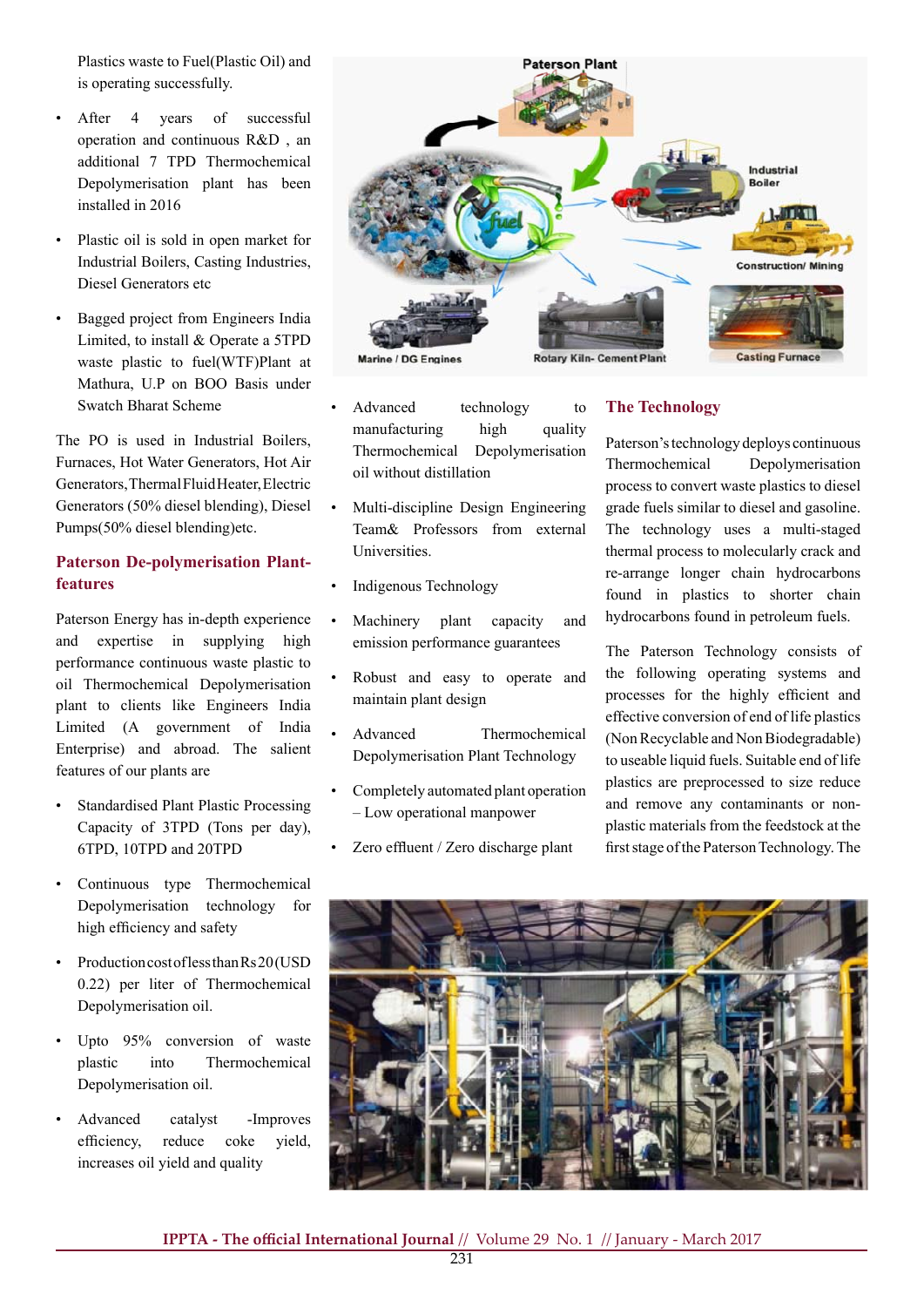Plastics waste to Fuel(Plastic Oil) and is operating successfully.

- After 4 years of successful operation and continuous R&D , an additional 7 TPD Thermochemical Depolymerisation plant has been installed in 2016
- Plastic oil is sold in open market for Industrial Boilers, Casting Industries, Diesel Generators etc
- Bagged project from Engineers India Limited, to install & Operate a 5TPD waste plastic to fuel(WTF)Plant at Mathura, U.P on BOO Basis under Swatch Bharat Scheme

The PO is used in Industrial Boilers, Furnaces, Hot Water Generators, Hot Air Generators, Thermal Fluid Heater, Electric Generators (50% diesel blending), Diesel Pumps(50% diesel blending)etc.

## Paterson De-polymerisation Plant-features

Paterson Energy has in-depth experience and expertise in supplying high performance continuous waste plastic to oil Thermochemical Depolymerisation plant to clients like Engineers India Limited (A government of India Enterprise) and abroad. The salient features of our plants are

- Standardised Plant Plastic Processing Capacity of 3TPD (Tons per day), 6TPD, 10TPD and 20TPD
- Continuous type Thermochemical Depolymerisation technology for high efficiency and safety
- Production cost of less than Rs 20 (USD 0.22) per liter of Thermochemical Depolymerisation oil.
- Upto 95% conversion of waste plastic into Thermochemical Depolymerisation oil.
- Advanced catalyst -Improves efficiency, reduce coke yield, increases oil yield and quality
- Advanced technology to manufacturing high quality Thermochemical Depolymerisation oil without distillation
- Multi-discipline Design Engineering Team& Professors from external Universities.
- Indigenous Technology
- Machinery plant capacity and emission performance guarantees
- Robust and easy to operate and maintain plant design
- Advanced Thermochemical Depolymerisation Plant Technology
- Completely automated plant operation – Low operational manpower
- Zero effluent / Zero discharge plant

## The Technology

Paterson's technology deploys continuous Thermochemical Depolymerisation process to convert waste plastics to diesel grade fuels similar to diesel and gasoline. The technology uses a multi-staged thermal process to molecularly crack and re-arrange longer chain hydrocarbons found in plastics to shorter chain hydrocarbons found in petroleum fuels.

The Paterson Technology consists of the following operating systems and processes for the highly efficient and effective conversion of end of life plastics (Non Recyclable and Non Biodegradable) to useable liquid fuels. Suitable end of life plastics are preprocessed to size reduce and remove any contaminants or non-plastic materials from the feedstock at the first stage of the Paterson Technology. The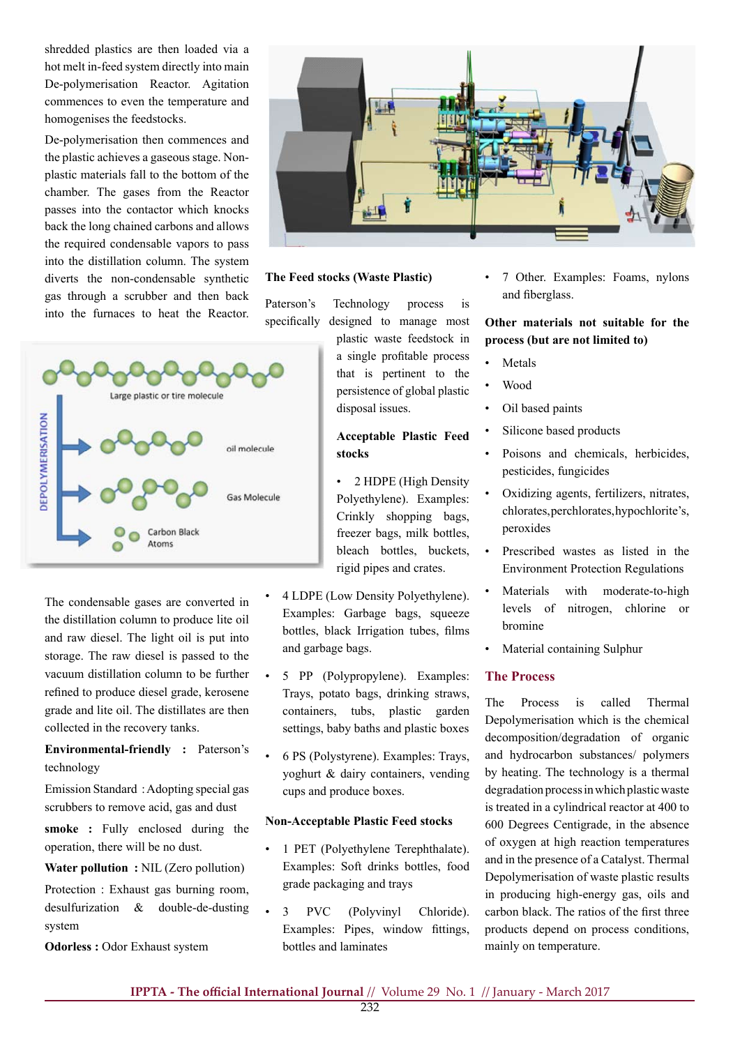shredded plastics are then loaded via a hot melt in-feed system directly into main De-polymerisation Reactor. Agitation commences to even the temperature and homogenises the feedstocks.

De-polymerisation then commences and the plastic achieves a gaseous stage. Non-plastic materials fall to the bottom of the chamber. The gases from the Reactor passes into the contactor which knocks back the long chained carbons and allows the required condensable vapors to pass into the distillation column. The system diverts the non-condensable synthetic gas through a scrubber and then back into the furnaces to heat the Reactor.

DEPOLYMERISATION

Large plastic or tire molecule

oil molecule

Gas Molecule

Carbon Black Atoms

The condensable gases are converted in the distillation column to produce lite oil and raw diesel. The light oil is put into storage. The raw diesel is passed to the vacuum distillation column to be further refined to produce diesel grade, kerosene grade and lite oil. The distillates are then collected in the recovery tanks.

**Environmental-friendly :** Paterson's technology

Emission Standard : Adopting special gas scrubbers to remove acid, gas and dust

**smoke :** Fully enclosed during the operation, there will be no dust.

**Water pollution :** NIL (Zero pollution)

Protection : Exhaust gas burning room, desulfurization & double-de-dusting system

**Odorless :** Odor Exhaust system

**The Feed stocks (Waste Plastic)**

Paterson's Technology process is specifically designed to manage most plastic waste feedstock in a single profitable process that is pertinent to the persistence of global plastic disposal issues.

**Acceptable Plastic Feed stocks**

- 2 HDPE (High Density Polyethylene). Examples: Crinkly shopping bags, freezer bags, milk bottles, bleach bottles, buckets, rigid pipes and crates.
- 4 LDPE (Low Density Polyethylene). Examples: Garbage bags, squeeze bottles, black Irrigation tubes, films and garbage bags.
- 5 PP (Polypropylene). Examples: Trays, potato bags, drinking straws, containers, tubs, plastic garden settings, baby baths and plastic boxes
- 6 PS (Polystyrene). Examples: Trays, yoghurt & dairy containers, vending cups and produce boxes.

**Non-Acceptable Plastic Feed stocks**

- 1 PET (Polyethylene Terephthalate). Examples: Soft drinks bottles, food grade packaging and trays
- 3 PVC (Polyvinyl Chloride). Examples: Pipes, window fittings, bottles and laminates
- 7 Other. Examples: Foams, nylons and fiberglass.

**Other materials not suitable for the process (but are not limited to)**

- Metals
- Wood
- Oil based paints
- Silicone based products
- Poisons and chemicals, herbicides, pesticides, fungicides
- Oxidizing agents, fertilizers, nitrates, chlorates, perchlorates, hypochlorite's, peroxides
- Prescribed wastes as listed in the Environment Protection Regulations
- Materials with moderate-to-high levels of nitrogen, chlorine or bromine
- Material containing Sulphur

## The Process

The Process is called Thermal Depolymerisation which is the chemical decomposition/degradation of organic and hydrocarbon substances/ polymers by heating. The technology is a thermal degradation process in which plastic waste is treated in a cylindrical reactor at 400 to 600 Degrees Centigrade, in the absence of oxygen at high reaction temperatures and in the presence of a Catalyst. Thermal Depolymerisation of waste plastic results in producing high-energy gas, oils and carbon black. The ratios of the first three products depend on process conditions, mainly on temperature.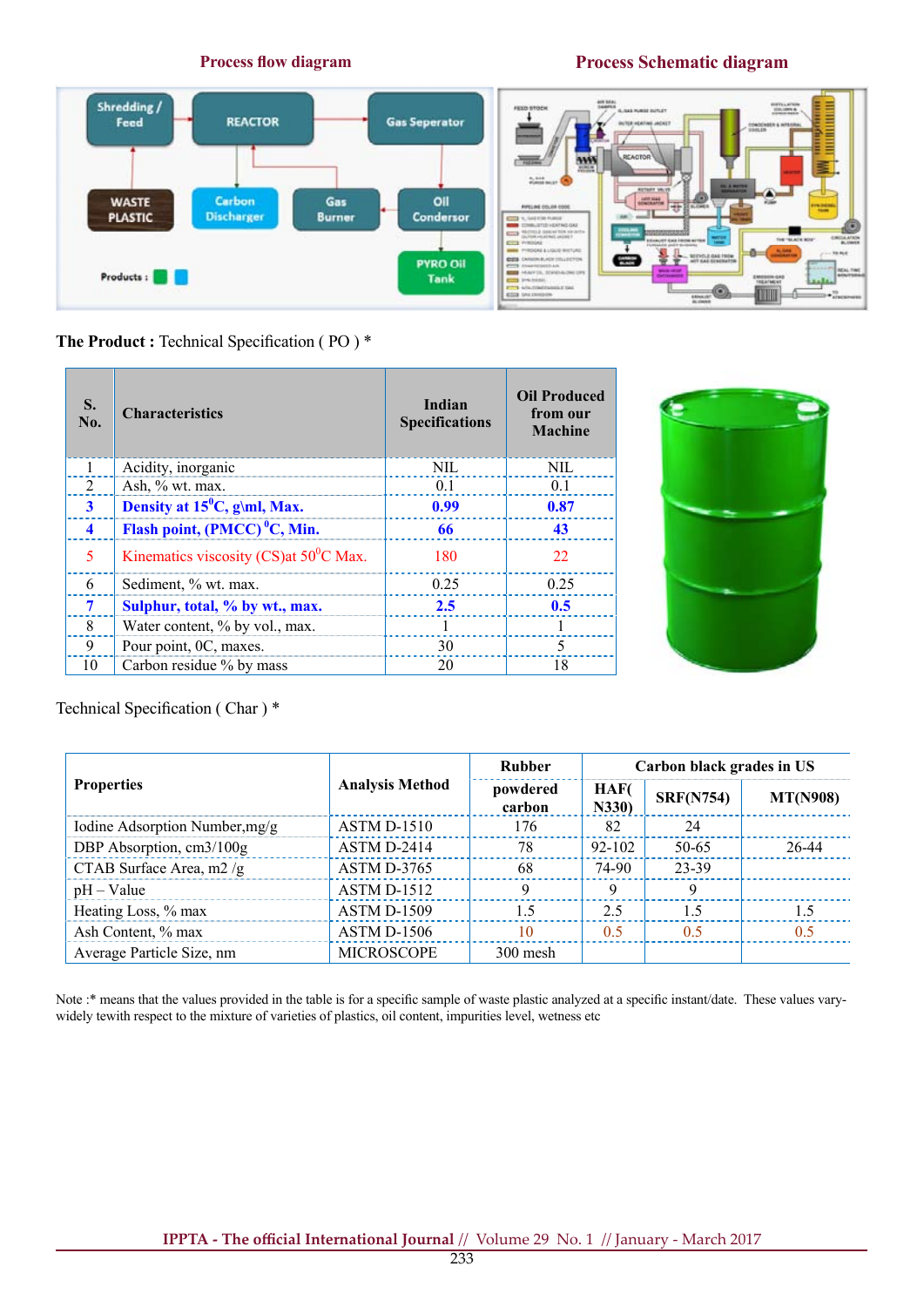Process flow diagram

Process Schematic diagram

**The Product :** Technical Specification ( PO ) *

| S. No. | Characteristics | Indian Specifications | Oil Produced from our Machine |
|---|---|---|---|
| 1 | Acidity, inorganic | NIL | NIL |
| 2 | Ash, % wt. max. | 0.1 | 0.1 |
| **3** | **Density at 15$^0$C, g\ml, Max.** | **0.99** | **0.87** |
| **4** | **Flash point, (PMCC) $^0$C, Min.** | **66** | **43** |
| 5 | Kinematics viscosity (CS)at 50$^0$C Max. | 180 | 22 |
| 6 | Sediment, % wt. max. | 0.25 | 0.25 |
| **7** | **Sulphur, total, % by wt., max.** | **2.5** | **0.5** |
| 8 | Water content, % by vol., max. | 1 | 1 |
| 9 | Pour point, 0C, maxes. | 30 | 5 |
| 10 | Carbon residue % by mass | 20 | 18 |

Technical Specification ( Char ) *

| Properties | Analysis Method | Rubber | Carbon black grades in US | | |
|---|---|---|---|---|---|
| | | powdered carbon | HAF( N330) | SRF(N754) | MT(N908) |
| Iodine Adsorption Number,mg/g | ASTM D-1510 | 176 | 82 | 24 | |
| DBP Absorption, cm3/100g | ASTM D-2414 | 78 | 92-102 | 50-65 | 26-44 |
| CTAB Surface Area, m2 /g | ASTM D-3765 | 68 | 74-90 | 23-39 | |
| pH – Value | ASTM D-1512 | 9 | 9 | 9 | |
| Heating Loss, % max | ASTM D-1509 | 1.5 | 2.5 | 1.5 | 1.5 |
| Ash Content, % max | ASTM D-1506 | 10 | 0.5 | 0.5 | 0.5 |
| Average Particle Size, nm | MICROSCOPE | 300 mesh | | | |

Note :* means that the values provided in the table is for a specific sample of waste plastic analyzed at a specific instant/date. These values vary-widely tewith respect to the mixture of varieties of plastics, oil content, impurities level, wetness etc